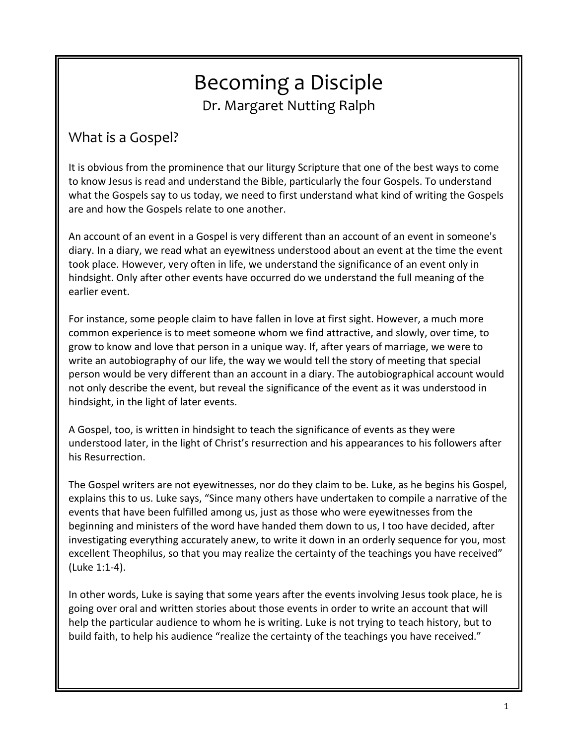# Becoming a Disciple

Dr. Margaret Nutting Ralph

## What is a Gospel?

It is obvious from the prominence that our liturgy Scripture that one of the best ways to come to know Jesus is read and understand the Bible, particularly the four Gospels. To understand what the Gospels say to us today, we need to first understand what kind of writing the Gospels are and how the Gospels relate to one another.

An account of an event in a Gospel is very different than an account of an event in someone's diary. In a diary, we read what an eyewitness understood about an event at the time the event took place. However, very often in life, we understand the significance of an event only in hindsight. Only after other events have occurred do we understand the full meaning of the earlier event.

For instance, some people claim to have fallen in love at first sight. However, a much more common experience is to meet someone whom we find attractive, and slowly, over time, to grow to know and love that person in a unique way. If, after years of marriage, we were to write an autobiography of our life, the way we would tell the story of meeting that special person would be very different than an account in a diary. The autobiographical account would not only describe the event, but reveal the significance of the event as it was understood in hindsight, in the light of later events.

A Gospel, too, is written in hindsight to teach the significance of events as they were understood later, in the light of Christ's resurrection and his appearances to his followers after his Resurrection.

The Gospel writers are not eyewitnesses, nor do they claim to be. Luke, as he begins his Gospel, explains this to us. Luke says, "Since many others have undertaken to compile a narrative of the events that have been fulfilled among us, just as those who were eyewitnesses from the beginning and ministers of the word have handed them down to us, I too have decided, after investigating everything accurately anew, to write it down in an orderly sequence for you, most excellent Theophilus, so that you may realize the certainty of the teachings you have received" (Luke 1:1-4).

In other words, Luke is saying that some years after the events involving Jesus took place, he is going over oral and written stories about those events in order to write an account that will help the particular audience to whom he is writing. Luke is not trying to teach history, but to build faith, to help his audience "realize the certainty of the teachings you have received."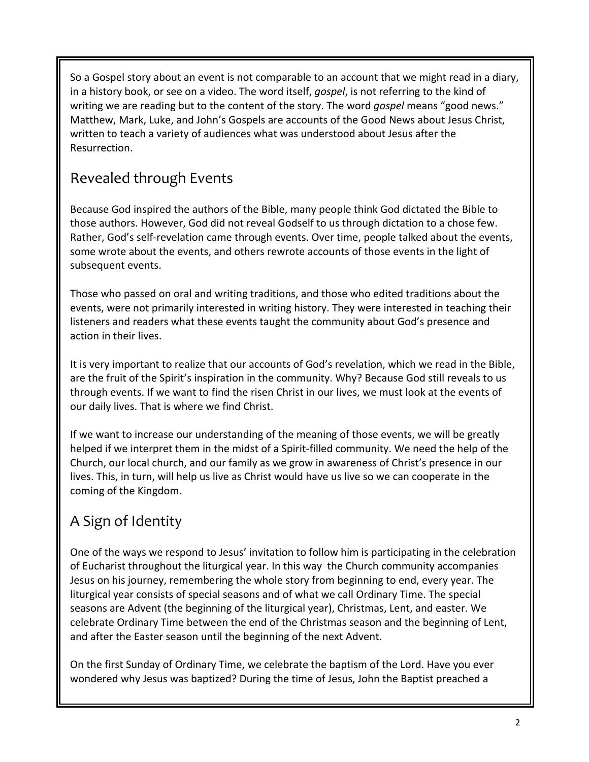So a Gospel story about an event is not comparable to an account that we might read in a diary, in a history book, or see on a video. The word itself, *gospel*, is not referring to the kind of writing we are reading but to the content of the story. The word *gospel* means "good news." Matthew, Mark, Luke, and John's Gospels are accounts of the Good News about Jesus Christ, written to teach a variety of audiences what was understood about Jesus after the Resurrection.

## Revealed through Events

Because God inspired the authors of the Bible, many people think God dictated the Bible to those authors. However, God did not reveal Godself to us through dictation to a chose few. Rather, God's self-revelation came through events. Over time, people talked about the events, some wrote about the events, and others rewrote accounts of those events in the light of subsequent events.

Those who passed on oral and writing traditions, and those who edited traditions about the events, were not primarily interested in writing history. They were interested in teaching their listeners and readers what these events taught the community about God's presence and action in their lives.

It is very important to realize that our accounts of God's revelation, which we read in the Bible, are the fruit of the Spirit's inspiration in the community. Why? Because God still reveals to us through events. If we want to find the risen Christ in our lives, we must look at the events of our daily lives. That is where we find Christ.

If we want to increase our understanding of the meaning of those events, we will be greatly helped if we interpret them in the midst of a Spirit-filled community. We need the help of the Church, our local church, and our family as we grow in awareness of Christ's presence in our lives. This, in turn, will help us live as Christ would have us live so we can cooperate in the coming of the Kingdom.

## A Sign of Identity

One of the ways we respond to Jesus' invitation to follow him is participating in the celebration of Eucharist throughout the liturgical year. In this way the Church community accompanies Jesus on his journey, remembering the whole story from beginning to end, every year. The liturgical year consists of special seasons and of what we call Ordinary Time. The special seasons are Advent (the beginning of the liturgical year), Christmas, Lent, and easter. We celebrate Ordinary Time between the end of the Christmas season and the beginning of Lent, and after the Easter season until the beginning of the next Advent.

On the first Sunday of Ordinary Time, we celebrate the baptism of the Lord. Have you ever wondered why Jesus was baptized? During the time of Jesus, John the Baptist preached a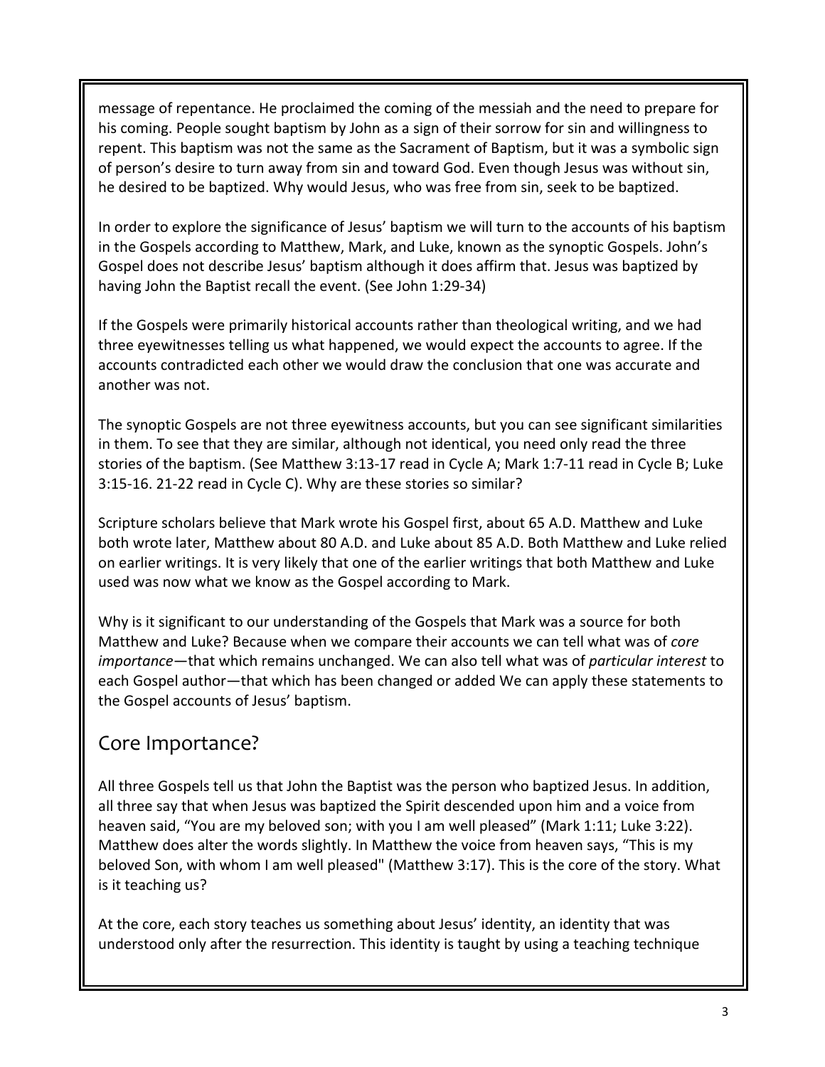message of repentance. He proclaimed the coming of the messiah and the need to prepare for his coming. People sought baptism by John as a sign of their sorrow for sin and willingness to repent. This baptism was not the same as the Sacrament of Baptism, but it was a symbolic sign of person's desire to turn away from sin and toward God. Even though Jesus was without sin, he desired to be baptized. Why would Jesus, who was free from sin, seek to be baptized.

In order to explore the significance of Jesus' baptism we will turn to the accounts of his baptism in the Gospels according to Matthew, Mark, and Luke, known as the synoptic Gospels. John's Gospel does not describe Jesus' baptism although it does affirm that. Jesus was baptized by having John the Baptist recall the event. (See John 1:29-34)

If the Gospels were primarily historical accounts rather than theological writing, and we had three eyewitnesses telling us what happened, we would expect the accounts to agree. If the accounts contradicted each other we would draw the conclusion that one was accurate and another was not.

The synoptic Gospels are not three eyewitness accounts, but you can see significant similarities in them. To see that they are similar, although not identical, you need only read the three stories of the baptism. (See Matthew 3:13-17 read in Cycle A; Mark 1:7-11 read in Cycle B; Luke 3:15-16. 21-22 read in Cycle C). Why are these stories so similar?

Scripture scholars believe that Mark wrote his Gospel first, about 65 A.D. Matthew and Luke both wrote later, Matthew about 80 A.D. and Luke about 85 A.D. Both Matthew and Luke relied on earlier writings. It is very likely that one of the earlier writings that both Matthew and Luke used was now what we know as the Gospel according to Mark.

Why is it significant to our understanding of the Gospels that Mark was a source for both Matthew and Luke? Because when we compare their accounts we can tell what was of *core importance*—that which remains unchanged. We can also tell what was of *particular interest* to each Gospel author—that which has been changed or added We can apply these statements to the Gospel accounts of Jesus' baptism.

## Core Importance?

All three Gospels tell us that John the Baptist was the person who baptized Jesus. In addition, all three say that when Jesus was baptized the Spirit descended upon him and a voice from heaven said, "You are my beloved son; with you I am well pleased" (Mark 1:11; Luke 3:22). Matthew does alter the words slightly. In Matthew the voice from heaven says, "This is my beloved Son, with whom I am well pleased" (Matthew 3:17). This is the core of the story. What is it teaching us?

At the core, each story teaches us something about Jesus' identity, an identity that was understood only after the resurrection. This identity is taught by using a teaching technique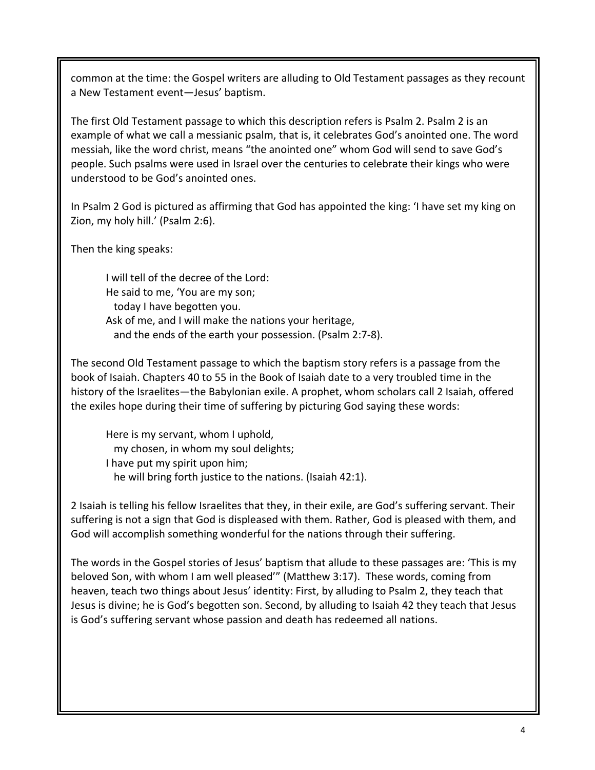common at the time: the Gospel writers are alluding to Old Testament passages as they recount a New Testament event—Jesus' baptism.

The first Old Testament passage to which this description refers is Psalm 2. Psalm 2 is an example of what we call a messianic psalm, that is, it celebrates God's anointed one. The word messiah, like the word christ, means "the anointed one" whom God will send to save God's people. Such psalms were used in Israel over the centuries to celebrate their kings who were understood to be God's anointed ones.

In Psalm 2 God is pictured as affirming that God has appointed the king: 'I have set my king on Zion, my holy hill.' (Psalm 2:6).

Then the king speaks:

> I will tell of the decree of the Lord:
> He said to me, 'You are my son;
> today I have begotten you.
> Ask of me, and I will make the nations your heritage,
> and the ends of the earth your possession. (Psalm 2:7-8).

The second Old Testament passage to which the baptism story refers is a passage from the book of Isaiah. Chapters 40 to 55 in the Book of Isaiah date to a very troubled time in the history of the Israelites—the Babylonian exile. A prophet, whom scholars call 2 Isaiah, offered the exiles hope during their time of suffering by picturing God saying these words:

> Here is my servant, whom I uphold,
> my chosen, in whom my soul delights;
> I have put my spirit upon him;
> he will bring forth justice to the nations. (Isaiah 42:1).

2 Isaiah is telling his fellow Israelites that they, in their exile, are God's suffering servant. Their suffering is not a sign that God is displeased with them. Rather, God is pleased with them, and God will accomplish something wonderful for the nations through their suffering.

The words in the Gospel stories of Jesus' baptism that allude to these passages are: 'This is my beloved Son, with whom I am well pleased'" (Matthew 3:17). These words, coming from heaven, teach two things about Jesus' identity: First, by alluding to Psalm 2, they teach that Jesus is divine; he is God's begotten son. Second, by alluding to Isaiah 42 they teach that Jesus is God's suffering servant whose passion and death has redeemed all nations.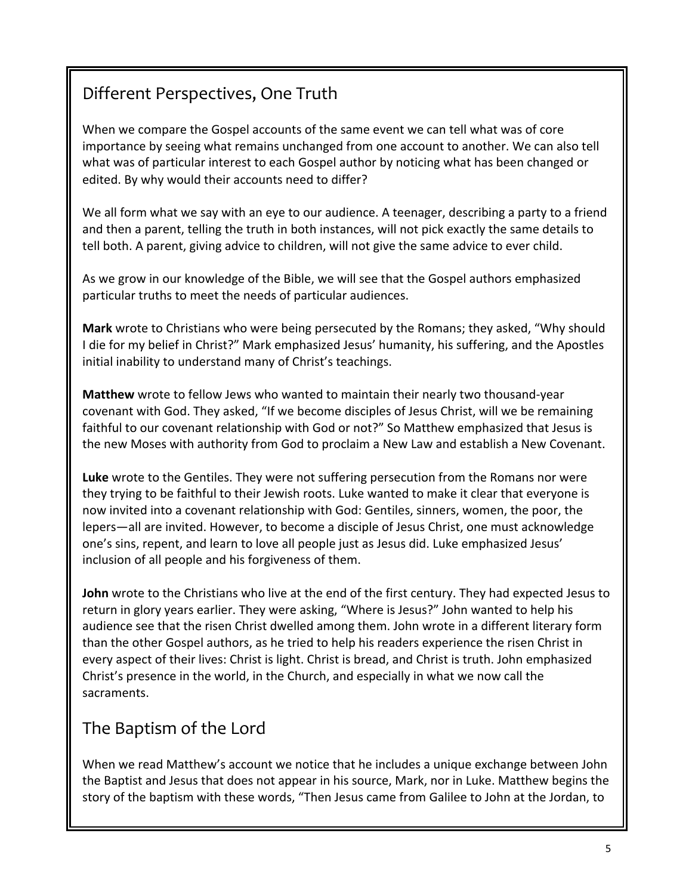## Different Perspectives, One Truth

When we compare the Gospel accounts of the same event we can tell what was of core importance by seeing what remains unchanged from one account to another. We can also tell what was of particular interest to each Gospel author by noticing what has been changed or edited. By why would their accounts need to differ?

We all form what we say with an eye to our audience. A teenager, describing a party to a friend and then a parent, telling the truth in both instances, will not pick exactly the same details to tell both. A parent, giving advice to children, will not give the same advice to ever child.

As we grow in our knowledge of the Bible, we will see that the Gospel authors emphasized particular truths to meet the needs of particular audiences.

**Mark** wrote to Christians who were being persecuted by the Romans; they asked, "Why should I die for my belief in Christ?" Mark emphasized Jesus' humanity, his suffering, and the Apostles initial inability to understand many of Christ's teachings.

**Matthew** wrote to fellow Jews who wanted to maintain their nearly two thousand-year covenant with God. They asked, "If we become disciples of Jesus Christ, will we be remaining faithful to our covenant relationship with God or not?" So Matthew emphasized that Jesus is the new Moses with authority from God to proclaim a New Law and establish a New Covenant.

**Luke** wrote to the Gentiles. They were not suffering persecution from the Romans nor were they trying to be faithful to their Jewish roots. Luke wanted to make it clear that everyone is now invited into a covenant relationship with God: Gentiles, sinners, women, the poor, the lepers—all are invited. However, to become a disciple of Jesus Christ, one must acknowledge one's sins, repent, and learn to love all people just as Jesus did. Luke emphasized Jesus' inclusion of all people and his forgiveness of them.

**John** wrote to the Christians who live at the end of the first century. They had expected Jesus to return in glory years earlier. They were asking, "Where is Jesus?" John wanted to help his audience see that the risen Christ dwelled among them. John wrote in a different literary form than the other Gospel authors, as he tried to help his readers experience the risen Christ in every aspect of their lives: Christ is light. Christ is bread, and Christ is truth. John emphasized Christ's presence in the world, in the Church, and especially in what we now call the sacraments.

## The Baptism of the Lord

When we read Matthew's account we notice that he includes a unique exchange between John the Baptist and Jesus that does not appear in his source, Mark, nor in Luke. Matthew begins the story of the baptism with these words, "Then Jesus came from Galilee to John at the Jordan, to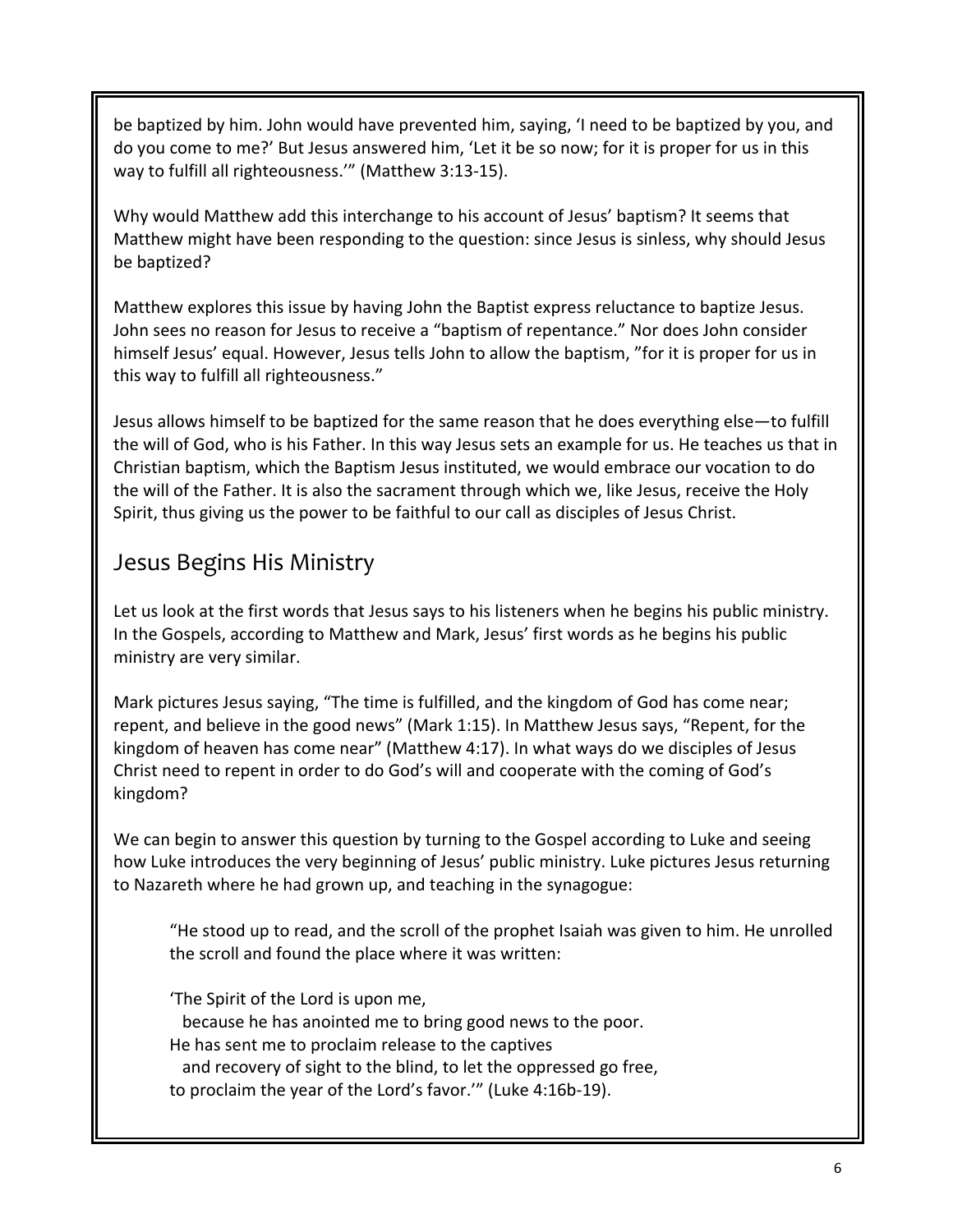be baptized by him. John would have prevented him, saying, 'I need to be baptized by you, and do you come to me?' But Jesus answered him, 'Let it be so now; for it is proper for us in this way to fulfill all righteousness.'" (Matthew 3:13-15).

Why would Matthew add this interchange to his account of Jesus' baptism? It seems that Matthew might have been responding to the question: since Jesus is sinless, why should Jesus be baptized?

Matthew explores this issue by having John the Baptist express reluctance to baptize Jesus. John sees no reason for Jesus to receive a "baptism of repentance." Nor does John consider himself Jesus' equal. However, Jesus tells John to allow the baptism, "for it is proper for us in this way to fulfill all righteousness."

Jesus allows himself to be baptized for the same reason that he does everything else—to fulfill the will of God, who is his Father. In this way Jesus sets an example for us. He teaches us that in Christian baptism, which the Baptism Jesus instituted, we would embrace our vocation to do the will of the Father. It is also the sacrament through which we, like Jesus, receive the Holy Spirit, thus giving us the power to be faithful to our call as disciples of Jesus Christ.

## Jesus Begins His Ministry

Let us look at the first words that Jesus says to his listeners when he begins his public ministry. In the Gospels, according to Matthew and Mark, Jesus' first words as he begins his public ministry are very similar.

Mark pictures Jesus saying, "The time is fulfilled, and the kingdom of God has come near; repent, and believe in the good news" (Mark 1:15). In Matthew Jesus says, "Repent, for the kingdom of heaven has come near" (Matthew 4:17). In what ways do we disciples of Jesus Christ need to repent in order to do God's will and cooperate with the coming of God's kingdom?

We can begin to answer this question by turning to the Gospel according to Luke and seeing how Luke introduces the very beginning of Jesus' public ministry. Luke pictures Jesus returning to Nazareth where he had grown up, and teaching in the synagogue:

> "He stood up to read, and the scroll of the prophet Isaiah was given to him. He unrolled the scroll and found the place where it was written:
>
> 'The Spirit of the Lord is upon me,
>   because he has anointed me to bring good news to the poor.
> He has sent me to proclaim release to the captives
>   and recovery of sight to the blind, to let the oppressed go free,
> to proclaim the year of the Lord's favor.'" (Luke 4:16b-19).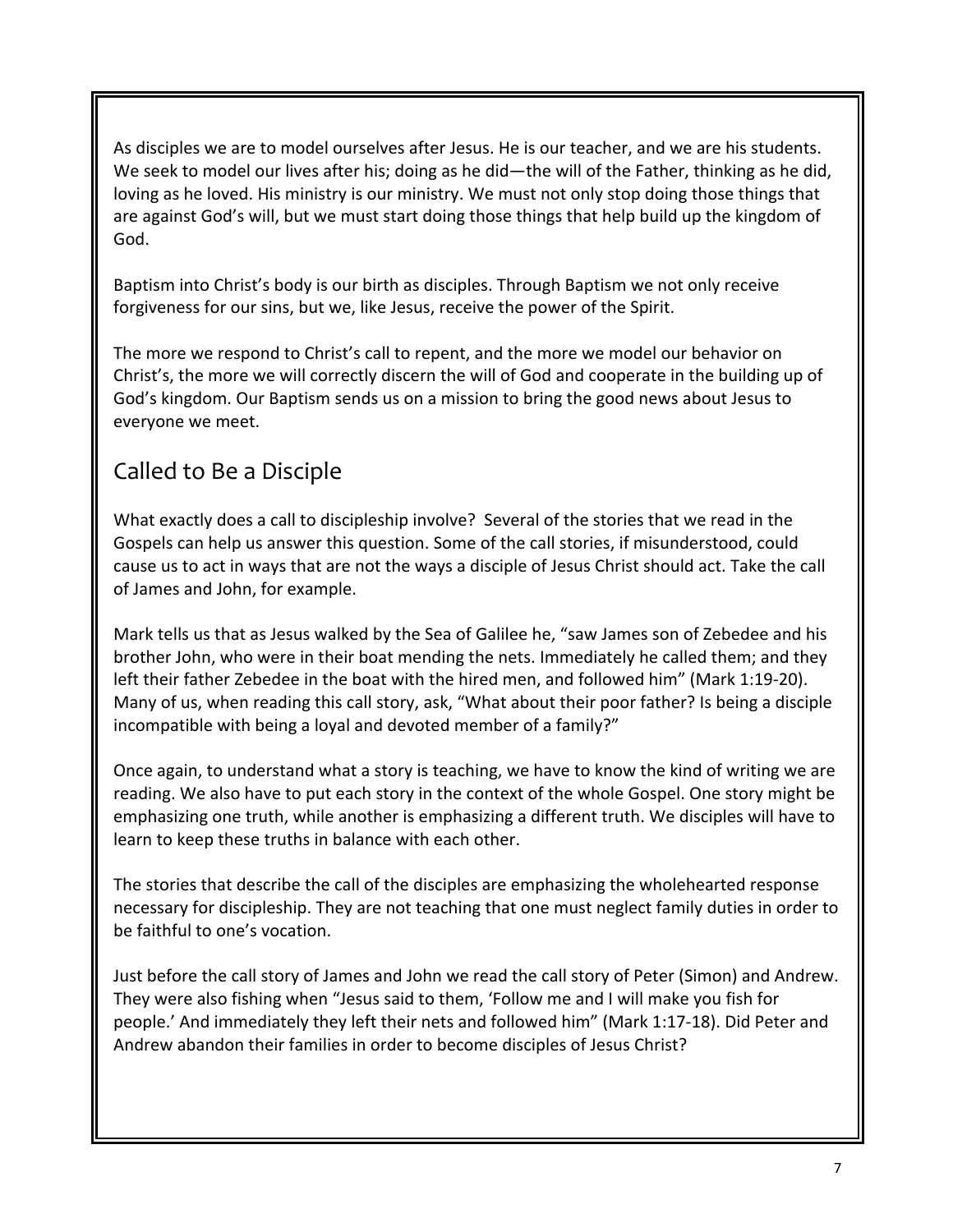As disciples we are to model ourselves after Jesus. He is our teacher, and we are his students. We seek to model our lives after his; doing as he did—the will of the Father, thinking as he did, loving as he loved. His ministry is our ministry. We must not only stop doing those things that are against God's will, but we must start doing those things that help build up the kingdom of God.

Baptism into Christ's body is our birth as disciples. Through Baptism we not only receive forgiveness for our sins, but we, like Jesus, receive the power of the Spirit.

The more we respond to Christ's call to repent, and the more we model our behavior on Christ's, the more we will correctly discern the will of God and cooperate in the building up of God's kingdom. Our Baptism sends us on a mission to bring the good news about Jesus to everyone we meet.

## Called to Be a Disciple

What exactly does a call to discipleship involve? Several of the stories that we read in the Gospels can help us answer this question. Some of the call stories, if misunderstood, could cause us to act in ways that are not the ways a disciple of Jesus Christ should act. Take the call of James and John, for example.

Mark tells us that as Jesus walked by the Sea of Galilee he, "saw James son of Zebedee and his brother John, who were in their boat mending the nets. Immediately he called them; and they left their father Zebedee in the boat with the hired men, and followed him" (Mark 1:19-20). Many of us, when reading this call story, ask, "What about their poor father? Is being a disciple incompatible with being a loyal and devoted member of a family?"

Once again, to understand what a story is teaching, we have to know the kind of writing we are reading. We also have to put each story in the context of the whole Gospel. One story might be emphasizing one truth, while another is emphasizing a different truth. We disciples will have to learn to keep these truths in balance with each other.

The stories that describe the call of the disciples are emphasizing the wholehearted response necessary for discipleship. They are not teaching that one must neglect family duties in order to be faithful to one's vocation.

Just before the call story of James and John we read the call story of Peter (Simon) and Andrew. They were also fishing when "Jesus said to them, 'Follow me and I will make you fish for people.' And immediately they left their nets and followed him" (Mark 1:17-18). Did Peter and Andrew abandon their families in order to become disciples of Jesus Christ?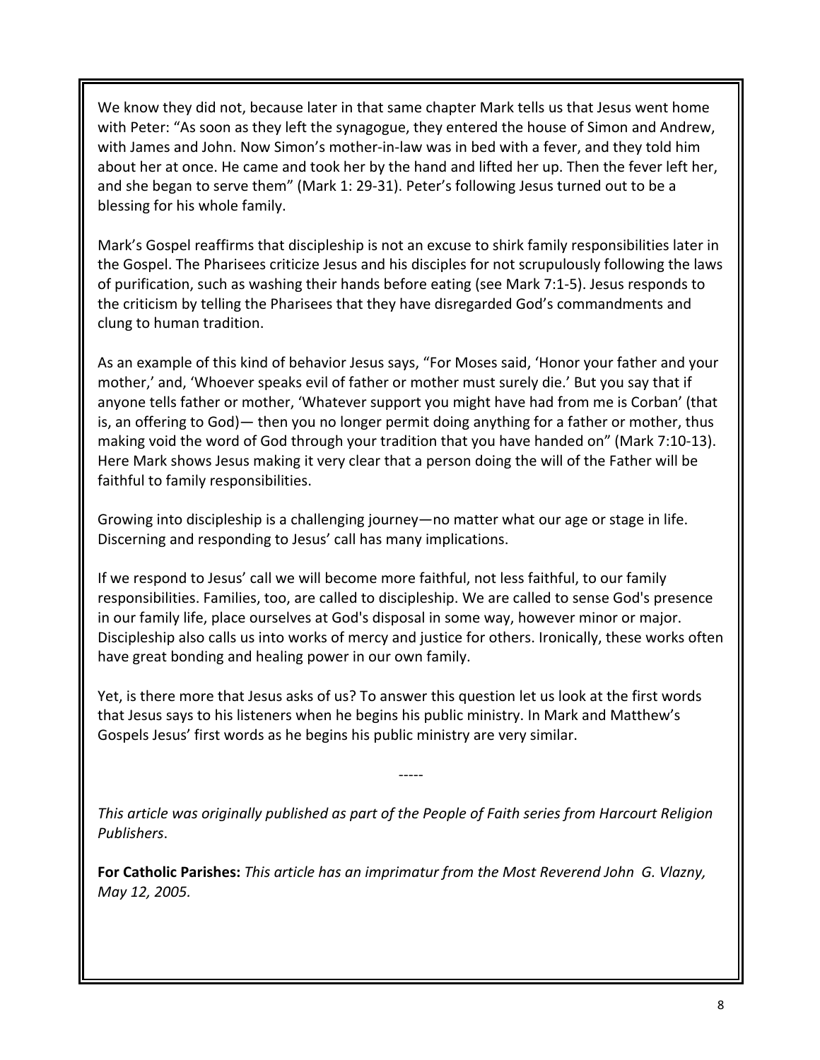We know they did not, because later in that same chapter Mark tells us that Jesus went home with Peter: "As soon as they left the synagogue, they entered the house of Simon and Andrew, with James and John. Now Simon's mother-in-law was in bed with a fever, and they told him about her at once. He came and took her by the hand and lifted her up. Then the fever left her, and she began to serve them" (Mark 1: 29-31). Peter's following Jesus turned out to be a blessing for his whole family.

Mark's Gospel reaffirms that discipleship is not an excuse to shirk family responsibilities later in the Gospel. The Pharisees criticize Jesus and his disciples for not scrupulously following the laws of purification, such as washing their hands before eating (see Mark 7:1-5). Jesus responds to the criticism by telling the Pharisees that they have disregarded God's commandments and clung to human tradition.

As an example of this kind of behavior Jesus says, "For Moses said, 'Honor your father and your mother,' and, 'Whoever speaks evil of father or mother must surely die.' But you say that if anyone tells father or mother, 'Whatever support you might have had from me is Corban' (that is, an offering to God)— then you no longer permit doing anything for a father or mother, thus making void the word of God through your tradition that you have handed on" (Mark 7:10-13). Here Mark shows Jesus making it very clear that a person doing the will of the Father will be faithful to family responsibilities.

Growing into discipleship is a challenging journey—no matter what our age or stage in life. Discerning and responding to Jesus' call has many implications.

If we respond to Jesus' call we will become more faithful, not less faithful, to our family responsibilities. Families, too, are called to discipleship. We are called to sense God's presence in our family life, place ourselves at God's disposal in some way, however minor or major. Discipleship also calls us into works of mercy and justice for others. Ironically, these works often have great bonding and healing power in our own family.

Yet, is there more that Jesus asks of us? To answer this question let us look at the first words that Jesus says to his listeners when he begins his public ministry. In Mark and Matthew's Gospels Jesus' first words as he begins his public ministry are very similar.

-----

*This article was originally published as part of the People of Faith series from Harcourt Religion Publishers.*

**For Catholic Parishes:** *This article has an imprimatur from the Most Reverend John G. Vlazny, May 12, 2005.*